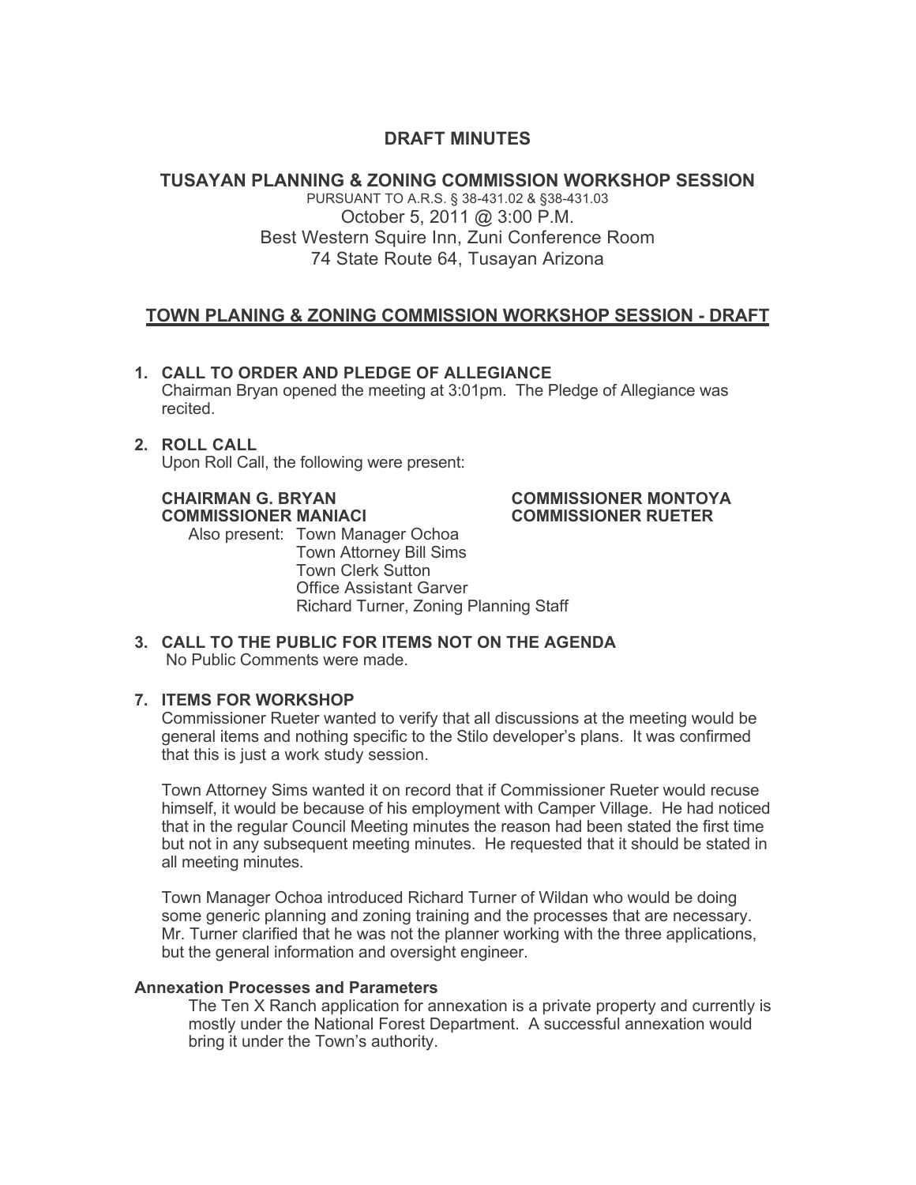# DRAFT MINUTES

## TUSAYAN PLANNING & ZONING COMMISSION WORKSHOP SESSION

PURSUANT TO A.R.S. § 38-431.02 & §38-431.03
October 5, 2011 @ 3:00 P.M.
Best Western Squire Inn, Zuni Conference Room
74 State Route 64, Tusayan Arizona

## TOWN PLANING & ZONING COMMISSION WORKSHOP SESSION - DRAFT

**1. CALL TO ORDER AND PLEDGE OF ALLEGIANCE**

Chairman Bryan opened the meeting at 3:01pm. The Pledge of Allegiance was recited.

**2. ROLL CALL**

Upon Roll Call, the following were present:

**CHAIRMAN G. BRYAN**
**COMMISSIONER MANIACI**
**COMMISSIONER MONTOYA**
**COMMISSIONER RUETER**

Also present: Town Manager Ochoa
Town Attorney Bill Sims
Town Clerk Sutton
Office Assistant Garver
Richard Turner, Zoning Planning Staff

**3. CALL TO THE PUBLIC FOR ITEMS NOT ON THE AGENDA**

No Public Comments were made.

**7. ITEMS FOR WORKSHOP**

Commissioner Rueter wanted to verify that all discussions at the meeting would be general items and nothing specific to the Stilo developer's plans. It was confirmed that this is just a work study session.

Town Attorney Sims wanted it on record that if Commissioner Rueter would recuse himself, it would be because of his employment with Camper Village. He had noticed that in the regular Council Meeting minutes the reason had been stated the first time but not in any subsequent meeting minutes. He requested that it should be stated in all meeting minutes.

Town Manager Ochoa introduced Richard Turner of Wildan who would be doing some generic planning and zoning training and the processes that are necessary. Mr. Turner clarified that he was not the planner working with the three applications, but the general information and oversight engineer.

**Annexation Processes and Parameters**

The Ten X Ranch application for annexation is a private property and currently is mostly under the National Forest Department. A successful annexation would bring it under the Town's authority.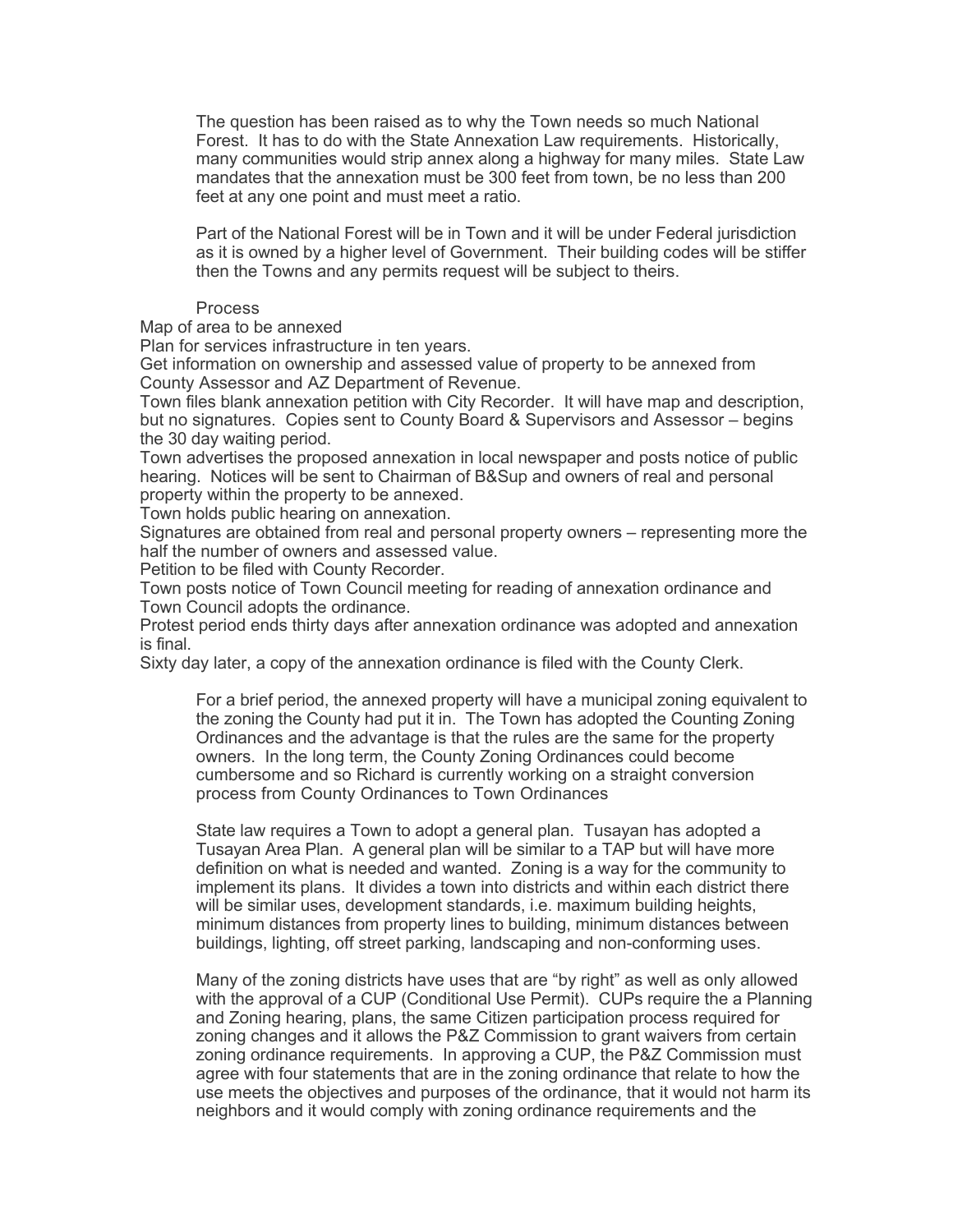The question has been raised as to why the Town needs so much National Forest. It has to do with the State Annexation Law requirements. Historically, many communities would strip annex along a highway for many miles. State Law mandates that the annexation must be 300 feet from town, be no less than 200 feet at any one point and must meet a ratio.

Part of the National Forest will be in Town and it will be under Federal jurisdiction as it is owned by a higher level of Government. Their building codes will be stiffer then the Towns and any permits request will be subject to theirs.

Process

Map of area to be annexed

Plan for services infrastructure in ten years.

Get information on ownership and assessed value of property to be annexed from County Assessor and AZ Department of Revenue.

Town files blank annexation petition with City Recorder. It will have map and description, but no signatures. Copies sent to County Board & Supervisors and Assessor – begins the 30 day waiting period.

Town advertises the proposed annexation in local newspaper and posts notice of public hearing. Notices will be sent to Chairman of B&Sup and owners of real and personal property within the property to be annexed.

Town holds public hearing on annexation.

Signatures are obtained from real and personal property owners – representing more the half the number of owners and assessed value.

Petition to be filed with County Recorder.

Town posts notice of Town Council meeting for reading of annexation ordinance and Town Council adopts the ordinance.

Protest period ends thirty days after annexation ordinance was adopted and annexation is final.

Sixty day later, a copy of the annexation ordinance is filed with the County Clerk.

For a brief period, the annexed property will have a municipal zoning equivalent to the zoning the County had put it in. The Town has adopted the Counting Zoning Ordinances and the advantage is that the rules are the same for the property owners. In the long term, the County Zoning Ordinances could become cumbersome and so Richard is currently working on a straight conversion process from County Ordinances to Town Ordinances

State law requires a Town to adopt a general plan. Tusayan has adopted a Tusayan Area Plan. A general plan will be similar to a TAP but will have more definition on what is needed and wanted. Zoning is a way for the community to implement its plans. It divides a town into districts and within each district there will be similar uses, development standards, i.e. maximum building heights, minimum distances from property lines to building, minimum distances between buildings, lighting, off street parking, landscaping and non-conforming uses.

Many of the zoning districts have uses that are "by right" as well as only allowed with the approval of a CUP (Conditional Use Permit). CUPs require the a Planning and Zoning hearing, plans, the same Citizen participation process required for zoning changes and it allows the P&Z Commission to grant waivers from certain zoning ordinance requirements. In approving a CUP, the P&Z Commission must agree with four statements that are in the zoning ordinance that relate to how the use meets the objectives and purposes of the ordinance, that it would not harm its neighbors and it would comply with zoning ordinance requirements and the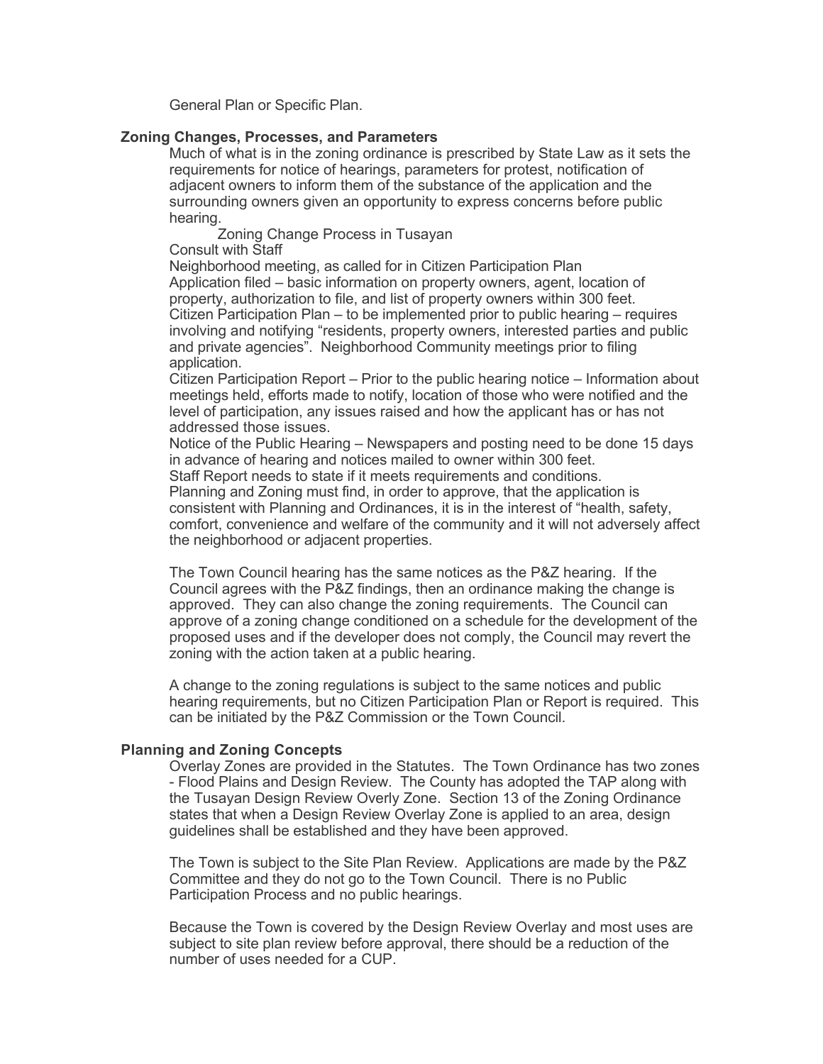General Plan or Specific Plan.

**Zoning Changes, Processes, and Parameters**

Much of what is in the zoning ordinance is prescribed by State Law as it sets the requirements for notice of hearings, parameters for protest, notification of adjacent owners to inform them of the substance of the application and the surrounding owners given an opportunity to express concerns before public hearing.

Zoning Change Process in Tusayan

Consult with Staff

Neighborhood meeting, as called for in Citizen Participation Plan

Application filed – basic information on property owners, agent, location of property, authorization to file, and list of property owners within 300 feet.

Citizen Participation Plan – to be implemented prior to public hearing – requires involving and notifying "residents, property owners, interested parties and public and private agencies". Neighborhood Community meetings prior to filing application.

Citizen Participation Report – Prior to the public hearing notice – Information about meetings held, efforts made to notify, location of those who were notified and the level of participation, any issues raised and how the applicant has or has not addressed those issues.

Notice of the Public Hearing – Newspapers and posting need to be done 15 days in advance of hearing and notices mailed to owner within 300 feet.

Staff Report needs to state if it meets requirements and conditions.

Planning and Zoning must find, in order to approve, that the application is consistent with Planning and Ordinances, it is in the interest of "health, safety, comfort, convenience and welfare of the community and it will not adversely affect the neighborhood or adjacent properties.

The Town Council hearing has the same notices as the P&Z hearing. If the Council agrees with the P&Z findings, then an ordinance making the change is approved. They can also change the zoning requirements. The Council can approve of a zoning change conditioned on a schedule for the development of the proposed uses and if the developer does not comply, the Council may revert the zoning with the action taken at a public hearing.

A change to the zoning regulations is subject to the same notices and public hearing requirements, but no Citizen Participation Plan or Report is required. This can be initiated by the P&Z Commission or the Town Council.

**Planning and Zoning Concepts**

Overlay Zones are provided in the Statutes. The Town Ordinance has two zones - Flood Plains and Design Review. The County has adopted the TAP along with the Tusayan Design Review Overly Zone. Section 13 of the Zoning Ordinance states that when a Design Review Overlay Zone is applied to an area, design guidelines shall be established and they have been approved.

The Town is subject to the Site Plan Review. Applications are made by the P&Z Committee and they do not go to the Town Council. There is no Public Participation Process and no public hearings.

Because the Town is covered by the Design Review Overlay and most uses are subject to site plan review before approval, there should be a reduction of the number of uses needed for a CUP.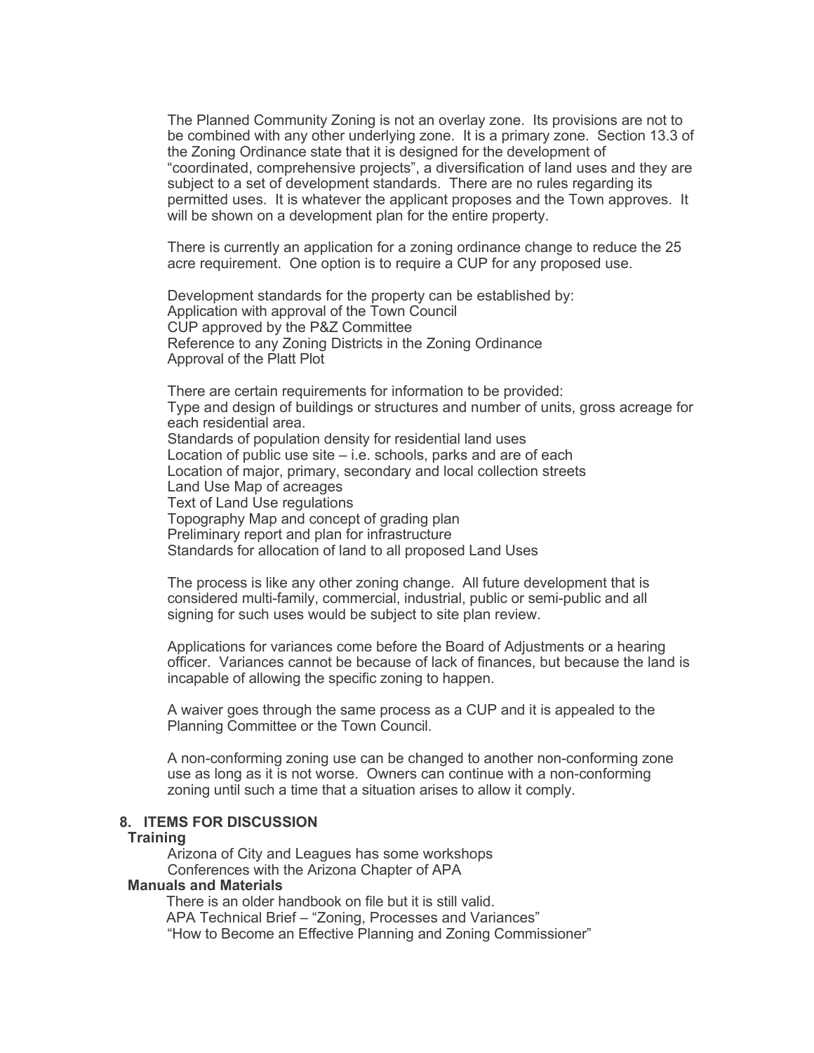The Planned Community Zoning is not an overlay zone. Its provisions are not to be combined with any other underlying zone. It is a primary zone. Section 13.3 of the Zoning Ordinance state that it is designed for the development of "coordinated, comprehensive projects", a diversification of land uses and they are subject to a set of development standards. There are no rules regarding its permitted uses. It is whatever the applicant proposes and the Town approves. It will be shown on a development plan for the entire property.

There is currently an application for a zoning ordinance change to reduce the 25 acre requirement. One option is to require a CUP for any proposed use.

Development standards for the property can be established by:
Application with approval of the Town Council
CUP approved by the P&Z Committee
Reference to any Zoning Districts in the Zoning Ordinance
Approval of the Platt Plot

There are certain requirements for information to be provided:
Type and design of buildings or structures and number of units, gross acreage for each residential area.
Standards of population density for residential land uses
Location of public use site – i.e. schools, parks and are of each
Location of major, primary, secondary and local collection streets
Land Use Map of acreages
Text of Land Use regulations
Topography Map and concept of grading plan
Preliminary report and plan for infrastructure
Standards for allocation of land to all proposed Land Uses

The process is like any other zoning change. All future development that is considered multi-family, commercial, industrial, public or semi-public and all signing for such uses would be subject to site plan review.

Applications for variances come before the Board of Adjustments or a hearing officer. Variances cannot be because of lack of finances, but because the land is incapable of allowing the specific zoning to happen.

A waiver goes through the same process as a CUP and it is appealed to the Planning Committee or the Town Council.

A non-conforming zoning use can be changed to another non-conforming zone use as long as it is not worse. Owners can continue with a non-conforming zoning until such a time that a situation arises to allow it comply.

**8. ITEMS FOR DISCUSSION**

**Training**

Arizona of City and Leagues has some workshops
Conferences with the Arizona Chapter of APA

**Manuals and Materials**

There is an older handbook on file but it is still valid.
APA Technical Brief – "Zoning, Processes and Variances"
"How to Become an Effective Planning and Zoning Commissioner"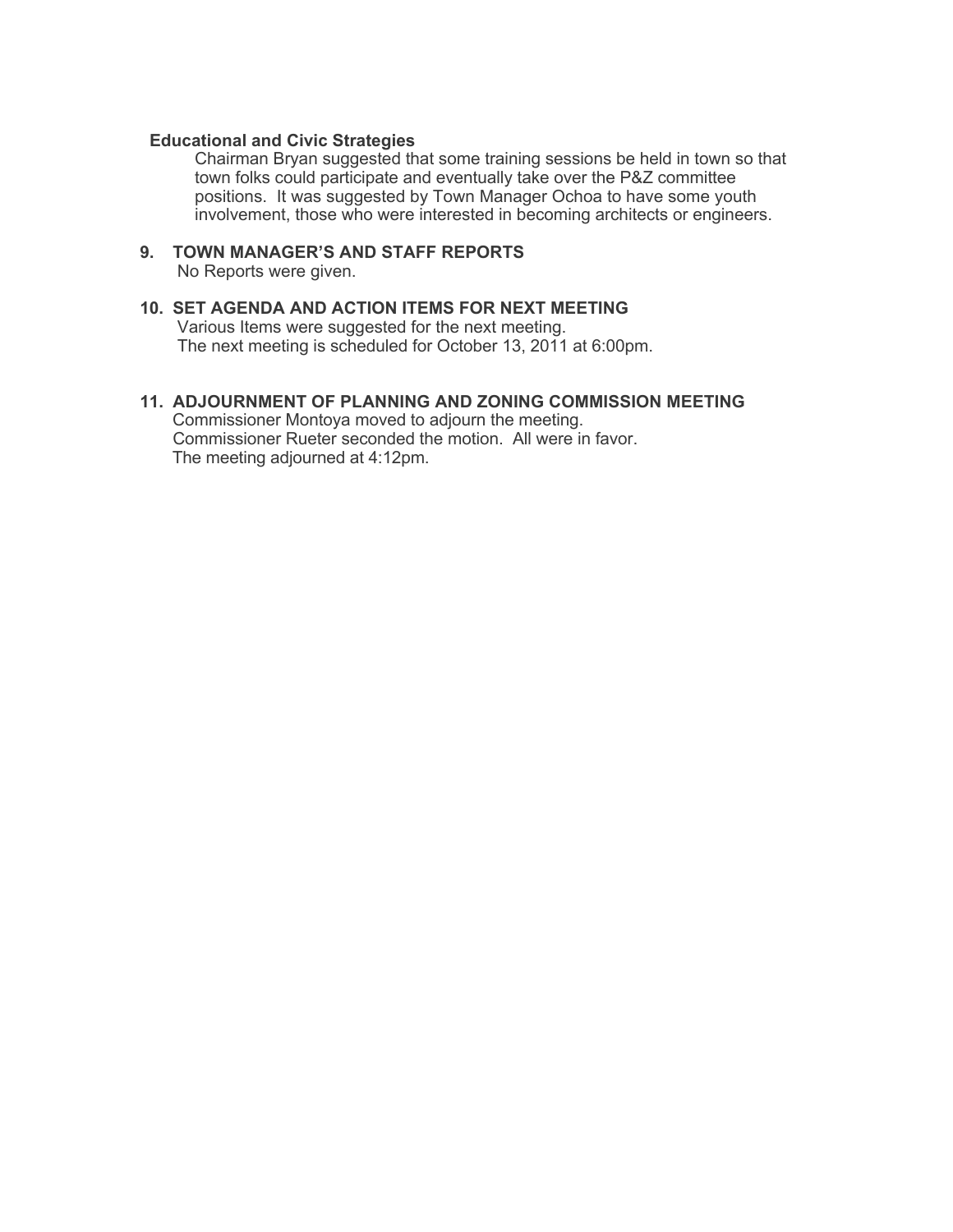**Educational and Civic Strategies**

Chairman Bryan suggested that some training sessions be held in town so that town folks could participate and eventually take over the P&Z committee positions. It was suggested by Town Manager Ochoa to have some youth involvement, those who were interested in becoming architects or engineers.

**9. TOWN MANAGER'S AND STAFF REPORTS**

No Reports were given.

**10. SET AGENDA AND ACTION ITEMS FOR NEXT MEETING**

Various Items were suggested for the next meeting.
The next meeting is scheduled for October 13, 2011 at 6:00pm.

**11. ADJOURNMENT OF PLANNING AND ZONING COMMISSION MEETING**

Commissioner Montoya moved to adjourn the meeting.
Commissioner Rueter seconded the motion. All were in favor.
The meeting adjourned at 4:12pm.